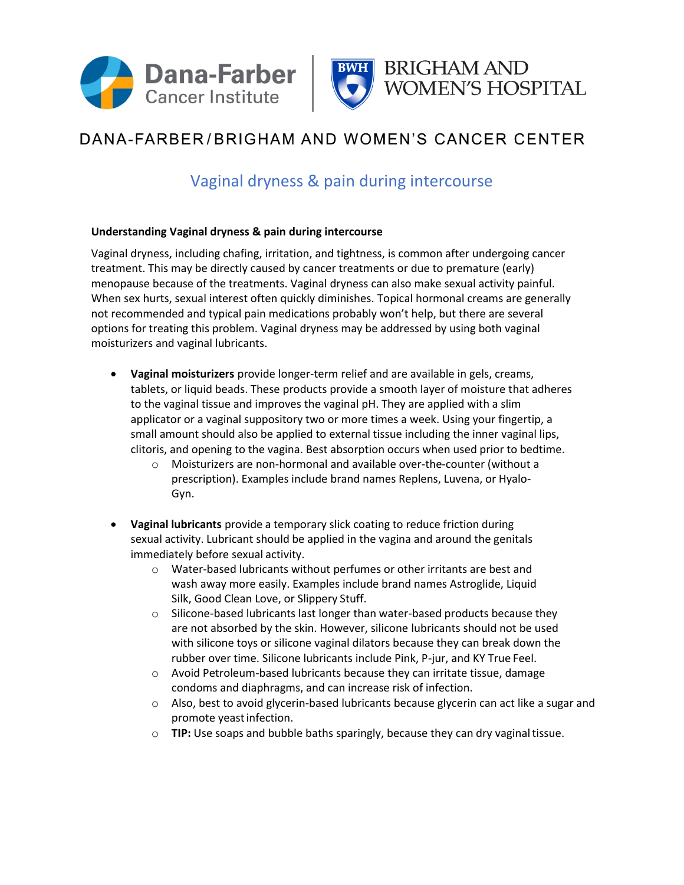DANA-FARBER/BRIGHAM AND WOMEN'S CANCER CENTER

# Vaginal dryness & pain during intercourse

**Understanding Vaginal dryness & pain during intercourse**

Vaginal dryness, including chafing, irritation, and tightness, is common after undergoing cancer treatment. This may be directly caused by cancer treatments or due to premature (early) menopause because of the treatments. Vaginal dryness can also make sexual activity painful. When sex hurts, sexual interest often quickly diminishes. Topical hormonal creams are generally not recommended and typical pain medications probably won't help, but there are several options for treating this problem. Vaginal dryness may be addressed by using both vaginal moisturizers and vaginal lubricants.

- **Vaginal moisturizers** provide longer-term relief and are available in gels, creams, tablets, or liquid beads. These products provide a smooth layer of moisture that adheres to the vaginal tissue and improves the vaginal pH. They are applied with a slim applicator or a vaginal suppository two or more times a week. Using your fingertip, a small amount should also be applied to external tissue including the inner vaginal lips, clitoris, and opening to the vagina. Best absorption occurs when used prior to bedtime.
  - Moisturizers are non-hormonal and available over-the-counter (without a prescription). Examples include brand names Replens, Luvena, or Hyalo-Gyn.

- **Vaginal lubricants** provide a temporary slick coating to reduce friction during sexual activity. Lubricant should be applied in the vagina and around the genitals immediately before sexual activity.
  - Water-based lubricants without perfumes or other irritants are best and wash away more easily. Examples include brand names Astroglide, Liquid Silk, Good Clean Love, or Slippery Stuff.
  - Silicone-based lubricants last longer than water-based products because they are not absorbed by the skin. However, silicone lubricants should not be used with silicone toys or silicone vaginal dilators because they can break down the rubber over time. Silicone lubricants include Pink, P-jur, and KY True Feel.
  - Avoid Petroleum-based lubricants because they can irritate tissue, damage condoms and diaphragms, and can increase risk of infection.
  - Also, best to avoid glycerin-based lubricants because glycerin can act like a sugar and promote yeast infection.
  - **TIP:** Use soaps and bubble baths sparingly, because they can dry vaginal tissue.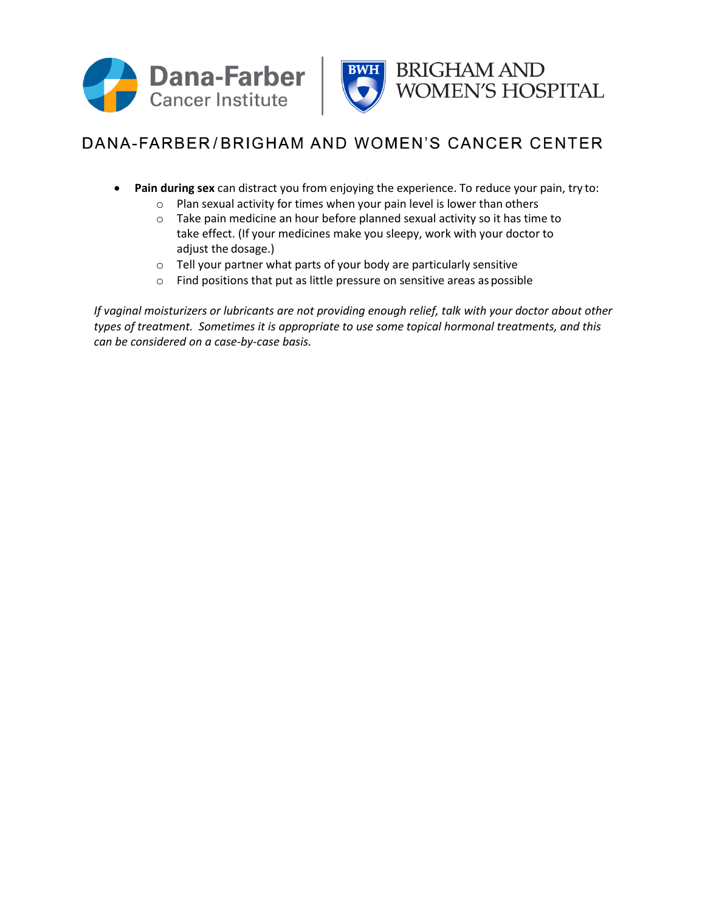- **Pain during sex** can distract you from enjoying the experience. To reduce your pain, try to:
  - Plan sexual activity for times when your pain level is lower than others
  - Take pain medicine an hour before planned sexual activity so it has time to take effect. (If your medicines make you sleepy, work with your doctor to adjust the dosage.)
  - Tell your partner what parts of your body are particularly sensitive
  - Find positions that put as little pressure on sensitive areas as possible

*If vaginal moisturizers or lubricants are not providing enough relief, talk with your doctor about other types of treatment. Sometimes it is appropriate to use some topical hormonal treatments, and this can be considered on a case-by-case basis.*